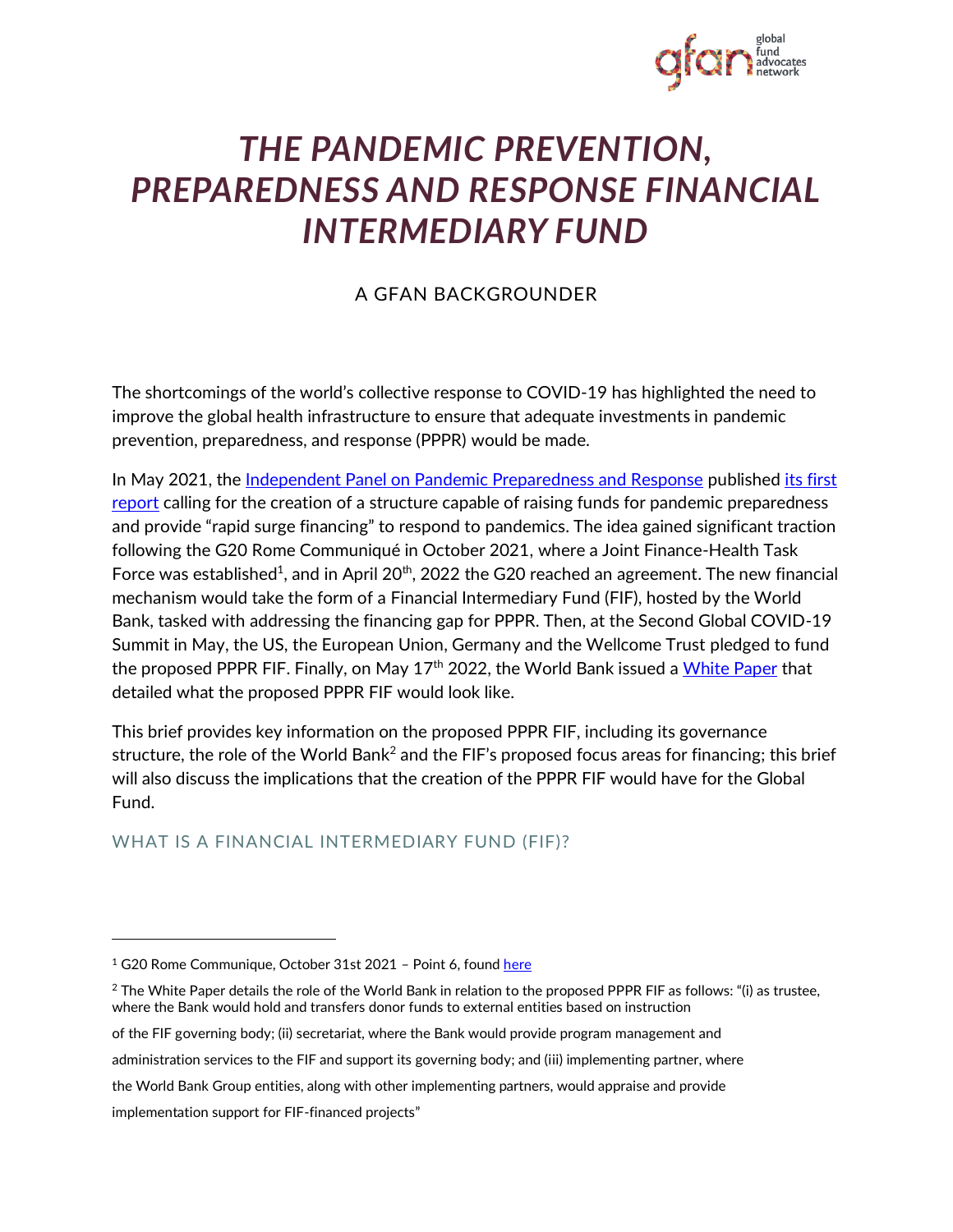# THE PANDEMIC PREVENTION, PREPAREDNESS AND RESPONSE FINANCIAL INTERMEDIARY FUND

A GFAN BACKGROUNDER

The shortcomings of the world's collective response to COVID-19 has highlighted the need to improve the global health infrastructure to ensure that adequate investments in pandemic prevention, preparedness, and response (PPPR) would be made.

In May 2021, the [Independent Panel on Pandemic Preparedness and Response](#) published [its first report](#) calling for the creation of a structure capable of raising funds for pandemic preparedness and provide "rapid surge financing" to respond to pandemics. The idea gained significant traction following the G20 Rome Communiqué in October 2021, where a Joint Finance-Health Task Force was established[1], and in April 20th, 2022 the G20 reached an agreement. The new financial mechanism would take the form of a Financial Intermediary Fund (FIF), hosted by the World Bank, tasked with addressing the financing gap for PPPR. Then, at the Second Global COVID-19 Summit in May, the US, the European Union, Germany and the Wellcome Trust pledged to fund the proposed PPPR FIF. Finally, on May 17th 2022, the World Bank issued a [White Paper](#) that detailed what the proposed PPPR FIF would look like.

This brief provides key information on the proposed PPPR FIF, including its governance structure, the role of the World Bank[2] and the FIF's proposed focus areas for financing; this brief will also discuss the implications that the creation of the PPPR FIF would have for the Global Fund.

## WHAT IS A FINANCIAL INTERMEDIARY FUND (FIF)?

---

[1] G20 Rome Communique, October 31st 2021 – Point 6, found [here](#)

[2] The White Paper details the role of the World Bank in relation to the proposed PPPR FIF as follows: "(i) as trustee, where the Bank would hold and transfers donor funds to external entities based on instruction of the FIF governing body; (ii) secretariat, where the Bank would provide program management and administration services to the FIF and support its governing body; and (iii) implementing partner, where the World Bank Group entities, along with other implementing partners, would appraise and provide implementation support for FIF-financed projects"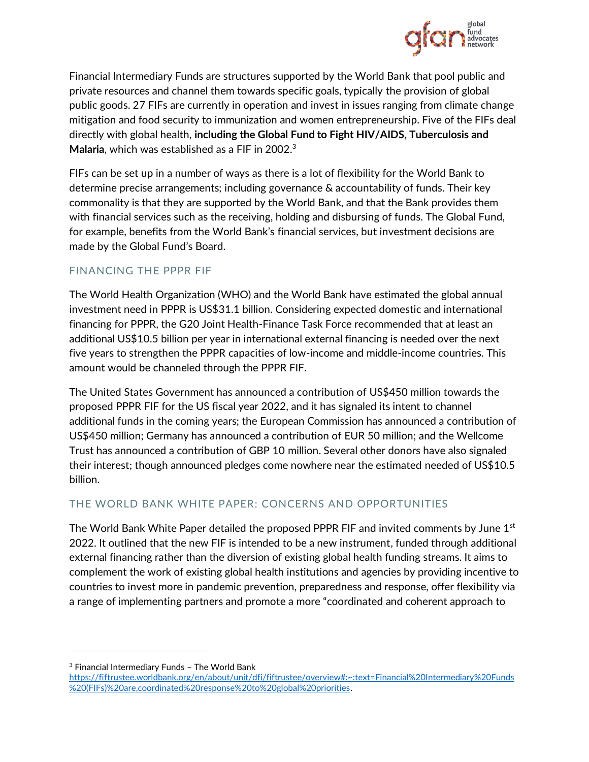Financial Intermediary Funds are structures supported by the World Bank that pool public and private resources and channel them towards specific goals, typically the provision of global public goods. 27 FIFs are currently in operation and invest in issues ranging from climate change mitigation and food security to immunization and women entrepreneurship. Five of the FIFs deal directly with global health, **including the Global Fund to Fight HIV/AIDS, Tuberculosis and Malaria**, which was established as a FIF in 2002.[3]

FIFs can be set up in a number of ways as there is a lot of flexibility for the World Bank to determine precise arrangements; including governance & accountability of funds. Their key commonality is that they are supported by the World Bank, and that the Bank provides them with financial services such as the receiving, holding and disbursing of funds. The Global Fund, for example, benefits from the World Bank's financial services, but investment decisions are made by the Global Fund's Board.

## FINANCING THE PPPR FIF

The World Health Organization (WHO) and the World Bank have estimated the global annual investment need in PPPR is US$31.1 billion. Considering expected domestic and international financing for PPPR, the G20 Joint Health-Finance Task Force recommended that at least an additional US$10.5 billion per year in international external financing is needed over the next five years to strengthen the PPPR capacities of low-income and middle-income countries. This amount would be channeled through the PPPR FIF.

The United States Government has announced a contribution of US$450 million towards the proposed PPPR FIF for the US fiscal year 2022, and it has signaled its intent to channel additional funds in the coming years; the European Commission has announced a contribution of US$450 million; Germany has announced a contribution of EUR 50 million; and the Wellcome Trust has announced a contribution of GBP 10 million. Several other donors have also signaled their interest; though announced pledges come nowhere near the estimated needed of US$10.5 billion.

## THE WORLD BANK WHITE PAPER: CONCERNS AND OPPORTUNITIES

The World Bank White Paper detailed the proposed PPPR FIF and invited comments by June 1st 2022. It outlined that the new FIF is intended to be a new instrument, funded through additional external financing rather than the diversion of existing global health funding streams. It aims to complement the work of existing global health institutions and agencies by providing incentive to countries to invest more in pandemic prevention, preparedness and response, offer flexibility via a range of implementing partners and promote a more "coordinated and coherent approach to

---

[3] Financial Intermediary Funds – The World Bank https://fiftrustee.worldbank.org/en/about/unit/dfi/fiftrustee/overview#:~:text=Financial%20Intermediary%20Funds%20(FIFs)%20are,coordinated%20response%20to%20global%20priorities.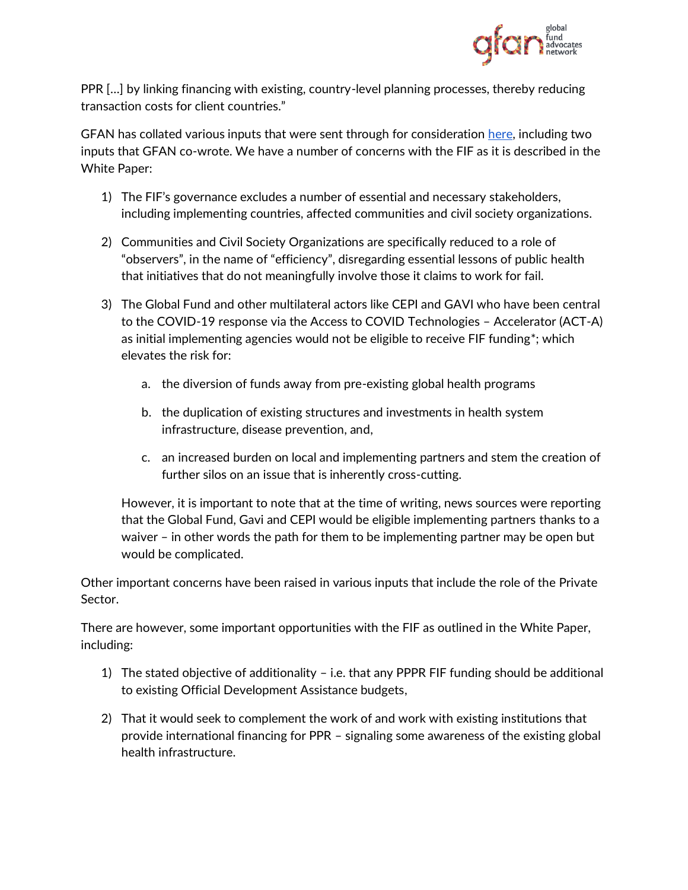PPR […] by linking financing with existing, country-level planning processes, thereby reducing transaction costs for client countries."

GFAN has collated various inputs that were sent through for consideration [here](#), including two inputs that GFAN co-wrote. We have a number of concerns with the FIF as it is described in the White Paper:

1) The FIF's governance excludes a number of essential and necessary stakeholders, including implementing countries, affected communities and civil society organizations.

2) Communities and Civil Society Organizations are specifically reduced to a role of "observers", in the name of "efficiency", disregarding essential lessons of public health that initiatives that do not meaningfully involve those it claims to work for fail.

3) The Global Fund and other multilateral actors like CEPI and GAVI who have been central to the COVID-19 response via the Access to COVID Technologies – Accelerator (ACT-A) as initial implementing agencies would not be eligible to receive FIF funding*; which elevates the risk for:

    a. the diversion of funds away from pre-existing global health programs

    b. the duplication of existing structures and investments in health system infrastructure, disease prevention, and,

    c. an increased burden on local and implementing partners and stem the creation of further silos on an issue that is inherently cross-cutting.

    However, it is important to note that at the time of writing, news sources were reporting that the Global Fund, Gavi and CEPI would be eligible implementing partners thanks to a waiver – in other words the path for them to be implementing partner may be open but would be complicated.

Other important concerns have been raised in various inputs that include the role of the Private Sector.

There are however, some important opportunities with the FIF as outlined in the White Paper, including:

1) The stated objective of additionality – i.e. that any PPPR FIF funding should be additional to existing Official Development Assistance budgets,

2) That it would seek to complement the work of and work with existing institutions that provide international financing for PPR – signaling some awareness of the existing global health infrastructure.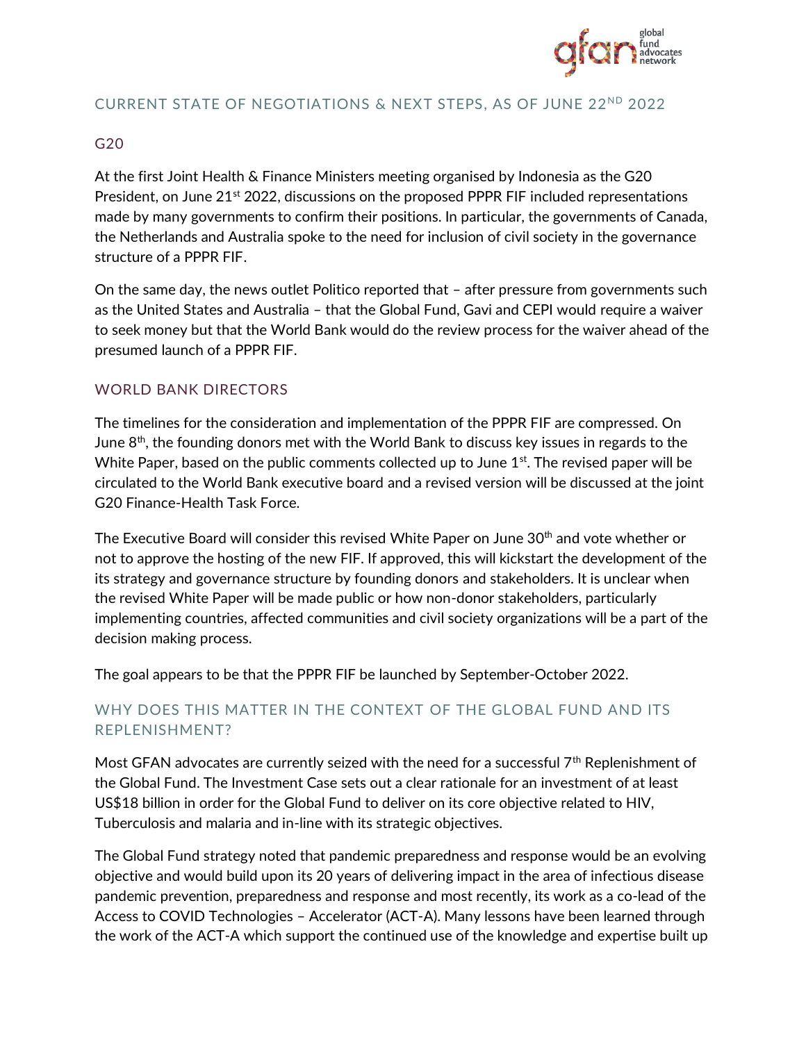## CURRENT STATE OF NEGOTIATIONS & NEXT STEPS, AS OF JUNE 22ND 2022

### G20

At the first Joint Health & Finance Ministers meeting organised by Indonesia as the G20 President, on June 21st 2022, discussions on the proposed PPPR FIF included representations made by many governments to confirm their positions. In particular, the governments of Canada, the Netherlands and Australia spoke to the need for inclusion of civil society in the governance structure of a PPPR FIF.

On the same day, the news outlet Politico reported that – after pressure from governments such as the United States and Australia – that the Global Fund, Gavi and CEPI would require a waiver to seek money but that the World Bank would do the review process for the waiver ahead of the presumed launch of a PPPR FIF.

### WORLD BANK DIRECTORS

The timelines for the consideration and implementation of the PPPR FIF are compressed. On June 8th, the founding donors met with the World Bank to discuss key issues in regards to the White Paper, based on the public comments collected up to June 1st. The revised paper will be circulated to the World Bank executive board and a revised version will be discussed at the joint G20 Finance-Health Task Force.

The Executive Board will consider this revised White Paper on June 30th and vote whether or not to approve the hosting of the new FIF. If approved, this will kickstart the development of the its strategy and governance structure by founding donors and stakeholders. It is unclear when the revised White Paper will be made public or how non-donor stakeholders, particularly implementing countries, affected communities and civil society organizations will be a part of the decision making process.

The goal appears to be that the PPPR FIF be launched by September-October 2022.

## WHY DOES THIS MATTER IN THE CONTEXT OF THE GLOBAL FUND AND ITS REPLENISHMENT?

Most GFAN advocates are currently seized with the need for a successful 7th Replenishment of the Global Fund. The Investment Case sets out a clear rationale for an investment of at least US$18 billion in order for the Global Fund to deliver on its core objective related to HIV, Tuberculosis and malaria and in-line with its strategic objectives.

The Global Fund strategy noted that pandemic preparedness and response would be an evolving objective and would build upon its 20 years of delivering impact in the area of infectious disease pandemic prevention, preparedness and response and most recently, its work as a co-lead of the Access to COVID Technologies – Accelerator (ACT-A). Many lessons have been learned through the work of the ACT-A which support the continued use of the knowledge and expertise built up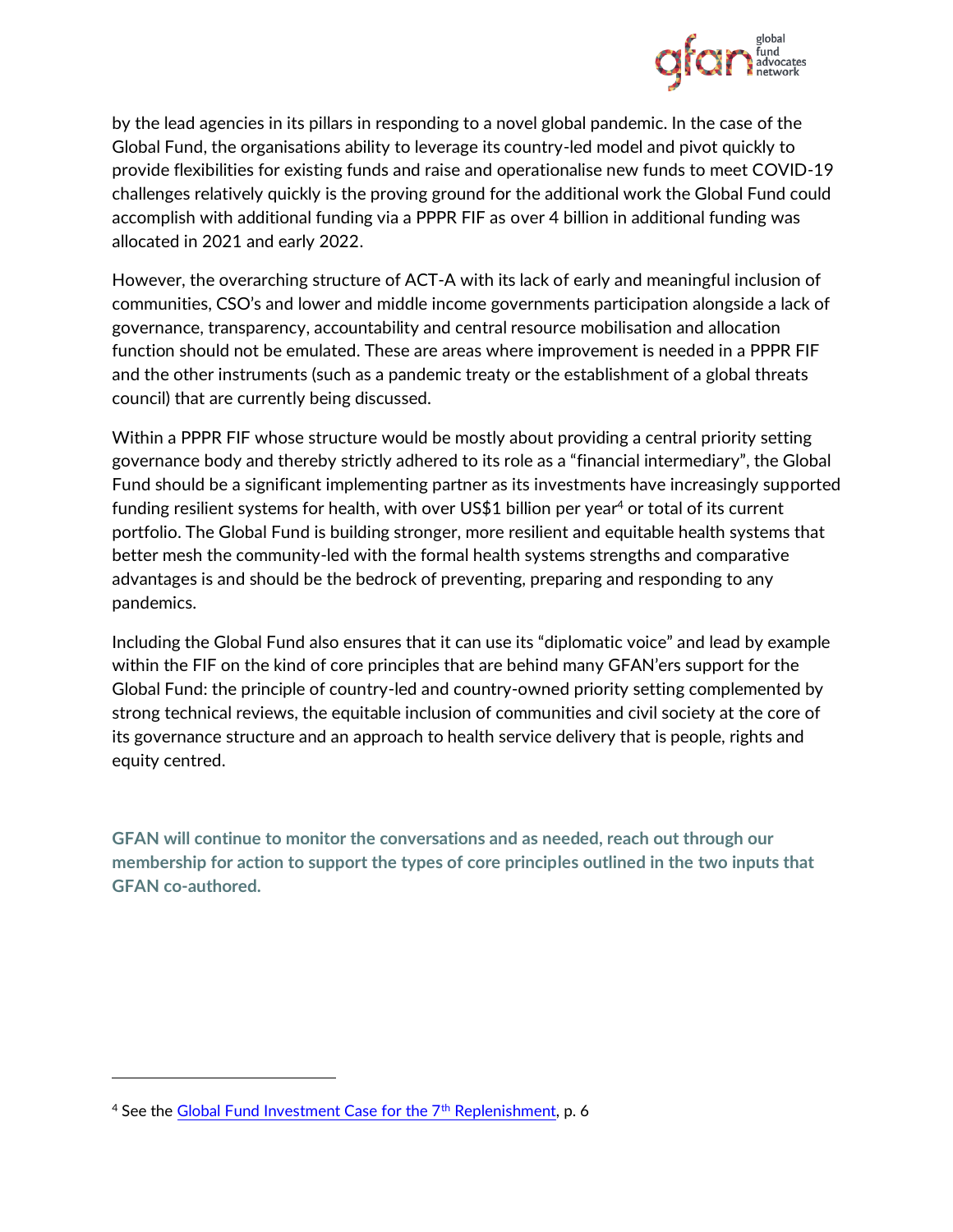by the lead agencies in its pillars in responding to a novel global pandemic. In the case of the Global Fund, the organisations ability to leverage its country-led model and pivot quickly to provide flexibilities for existing funds and raise and operationalise new funds to meet COVID-19 challenges relatively quickly is the proving ground for the additional work the Global Fund could accomplish with additional funding via a PPPR FIF as over 4 billion in additional funding was allocated in 2021 and early 2022.

However, the overarching structure of ACT-A with its lack of early and meaningful inclusion of communities, CSO's and lower and middle income governments participation alongside a lack of governance, transparency, accountability and central resource mobilisation and allocation function should not be emulated. These are areas where improvement is needed in a PPPR FIF and the other instruments (such as a pandemic treaty or the establishment of a global threats council) that are currently being discussed.

Within a PPPR FIF whose structure would be mostly about providing a central priority setting governance body and thereby strictly adhered to its role as a "financial intermediary", the Global Fund should be a significant implementing partner as its investments have increasingly supported funding resilient systems for health, with over US$1 billion per year[4] or total of its current portfolio. The Global Fund is building stronger, more resilient and equitable health systems that better mesh the community-led with the formal health systems strengths and comparative advantages is and should be the bedrock of preventing, preparing and responding to any pandemics.

Including the Global Fund also ensures that it can use its "diplomatic voice" and lead by example within the FIF on the kind of core principles that are behind many GFAN'ers support for the Global Fund: the principle of country-led and country-owned priority setting complemented by strong technical reviews, the equitable inclusion of communities and civil society at the core of its governance structure and an approach to health service delivery that is people, rights and equity centred.

**GFAN will continue to monitor the conversations and as needed, reach out through our membership for action to support the types of core principles outlined in the two inputs that GFAN co-authored.**

---

[4] See the Global Fund Investment Case for the 7th Replenishment, p. 6